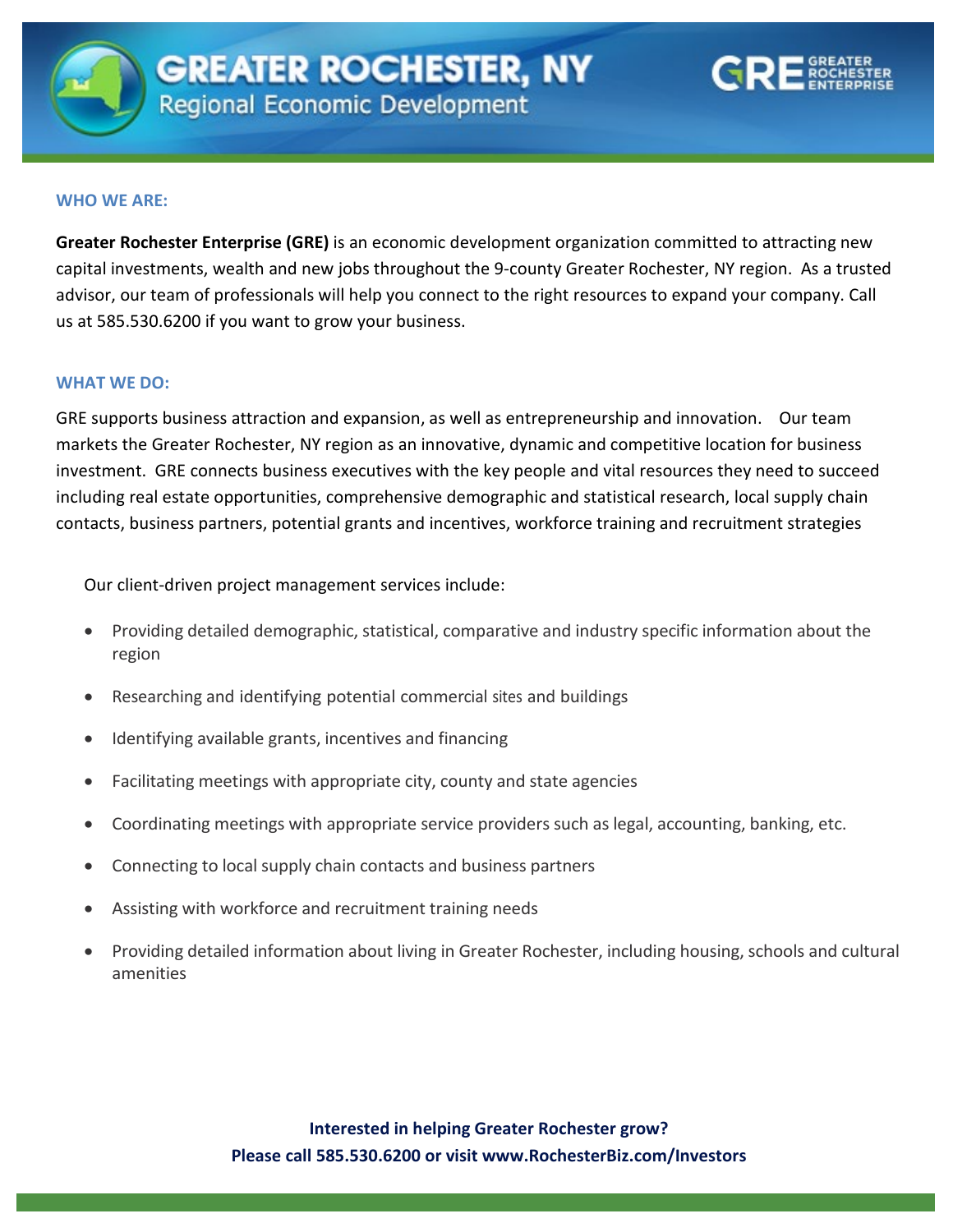# GREATER ROCHESTER, NY

## Regional Economic Development

GRE GREATER ROCHESTER ENTERPRISE

### WHO WE ARE:

**Greater Rochester Enterprise (GRE)** is an economic development organization committed to attracting new capital investments, wealth and new jobs throughout the 9-county Greater Rochester, NY region. As a trusted advisor, our team of professionals will help you connect to the right resources to expand your company. Call us at 585.530.6200 if you want to grow your business.

### WHAT WE DO:

GRE supports business attraction and expansion, as well as entrepreneurship and innovation. Our team markets the Greater Rochester, NY region as an innovative, dynamic and competitive location for business investment. GRE connects business executives with the key people and vital resources they need to succeed including real estate opportunities, comprehensive demographic and statistical research, local supply chain contacts, business partners, potential grants and incentives, workforce training and recruitment strategies

Our client-driven project management services include:

- Providing detailed demographic, statistical, comparative and industry specific information about the region
- Researching and identifying potential commercial sites and buildings
- Identifying available grants, incentives and financing
- Facilitating meetings with appropriate city, county and state agencies
- Coordinating meetings with appropriate service providers such as legal, accounting, banking, etc.
- Connecting to local supply chain contacts and business partners
- Assisting with workforce and recruitment training needs
- Providing detailed information about living in Greater Rochester, including housing, schools and cultural amenities

**Interested in helping Greater Rochester grow?**
**Please call 585.530.6200 or visit www.RochesterBiz.com/Investors**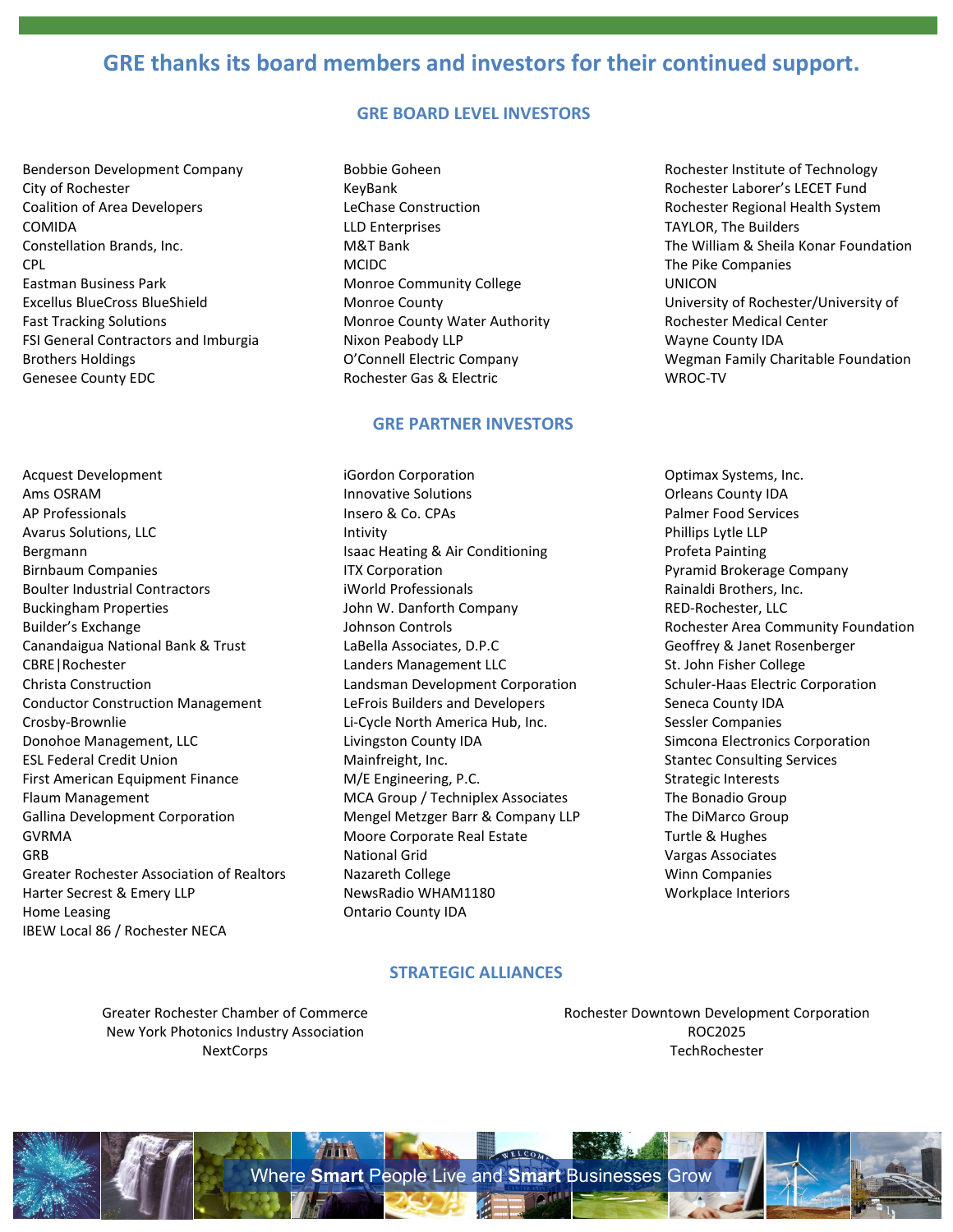# GRE thanks its board members and investors for their continued support.

## GRE BOARD LEVEL INVESTORS

Benderson Development Company
City of Rochester
Coalition of Area Developers
COMIDA
Constellation Brands, Inc.
CPL
Eastman Business Park
Excellus BlueCross BlueShield
Fast Tracking Solutions
FSI General Contractors and Imburgia Brothers Holdings
Genesee County EDC
Bobbie Goheen
KeyBank
LeChase Construction
LLD Enterprises
M&T Bank
MCIDC
Monroe Community College
Monroe County
Monroe County Water Authority
Nixon Peabody LLP
O'Connell Electric Company
Rochester Gas & Electric
Rochester Institute of Technology
Rochester Laborer's LECET Fund
Rochester Regional Health System
TAYLOR, The Builders
The William & Sheila Konar Foundation
The Pike Companies
UNICON
University of Rochester/University of Rochester Medical Center
Wayne County IDA
Wegman Family Charitable Foundation
WROC-TV

## GRE PARTNER INVESTORS

Acquest Development
Ams OSRAM
AP Professionals
Avarus Solutions, LLC
Bergmann
Birnbaum Companies
Boulter Industrial Contractors
Buckingham Properties
Builder's Exchange
Canandaigua National Bank & Trust
CBRE|Rochester
Christa Construction
Conductor Construction Management
Crosby-Brownlie
Donohoe Management, LLC
ESL Federal Credit Union
First American Equipment Finance
Flaum Management
Gallina Development Corporation
GVRMA
GRB
Greater Rochester Association of Realtors
Harter Secrest & Emery LLP
Home Leasing
IBEW Local 86 / Rochester NECA
iGordon Corporation
Innovative Solutions
Insero & Co. CPAs
Intivity
Isaac Heating & Air Conditioning
ITX Corporation
iWorld Professionals
John W. Danforth Company
Johnson Controls
LaBella Associates, D.P.C
Landers Management LLC
Landsman Development Corporation
LeFrois Builders and Developers
Li-Cycle North America Hub, Inc.
Livingston County IDA
Mainfreight, Inc.
M/E Engineering, P.C.
MCA Group / Techniplex Associates
Mengel Metzger Barr & Company LLP
Moore Corporate Real Estate
National Grid
Nazareth College
NewsRadio WHAM1180
Ontario County IDA
Optimax Systems, Inc.
Orleans County IDA
Palmer Food Services
Phillips Lytle LLP
Profeta Painting
Pyramid Brokerage Company
Rainaldi Brothers, Inc.
RED-Rochester, LLC
Rochester Area Community Foundation
Geoffrey & Janet Rosenberger
St. John Fisher College
Schuler-Haas Electric Corporation
Seneca County IDA
Sessler Companies
Simcona Electronics Corporation
Stantec Consulting Services
Strategic Interests
The Bonadio Group
The DiMarco Group
Turtle & Hughes
Vargas Associates
Winn Companies
Workplace Interiors

## STRATEGIC ALLIANCES

Greater Rochester Chamber of Commerce
New York Photonics Industry Association
NextCorps
Rochester Downtown Development Corporation
ROC2025
TechRochester

Where **Smart** People Live and **Smart** Businesses Grow